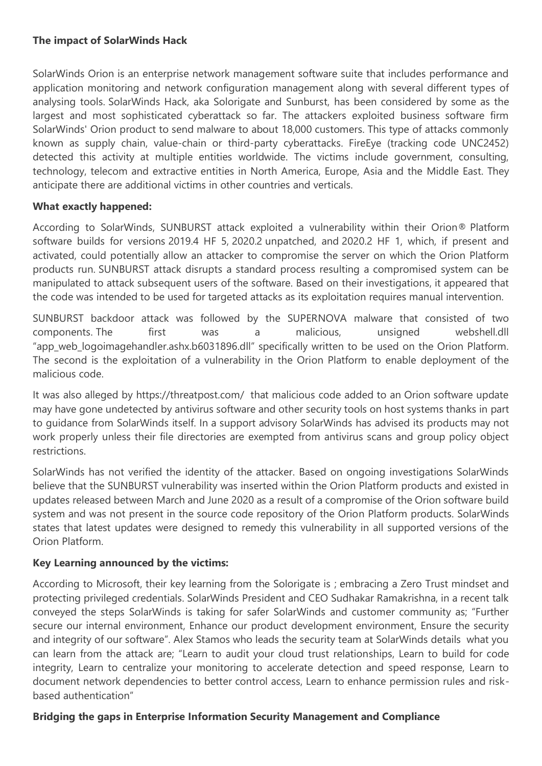**The impact of SolarWinds Hack**

SolarWinds Orion is an enterprise network management software suite that includes performance and application monitoring and network configuration management along with several different types of analysing tools. SolarWinds Hack, aka Solorigate and Sunburst, has been considered by some as the largest and most sophisticated cyberattack so far. The attackers exploited business software firm SolarWinds' Orion product to send malware to about 18,000 customers. This type of attacks commonly known as supply chain, value-chain or third-party cyberattacks. FireEye (tracking code UNC2452) detected this activity at multiple entities worldwide. The victims include government, consulting, technology, telecom and extractive entities in North America, Europe, Asia and the Middle East. They anticipate there are additional victims in other countries and verticals.

**What exactly happened:**

According to SolarWinds, SUNBURST attack exploited a vulnerability within their Orion® Platform software builds for versions 2019.4 HF 5, 2020.2 unpatched, and 2020.2 HF 1, which, if present and activated, could potentially allow an attacker to compromise the server on which the Orion Platform products run. SUNBURST attack disrupts a standard process resulting a compromised system can be manipulated to attack subsequent users of the software. Based on their investigations, it appeared that the code was intended to be used for targeted attacks as its exploitation requires manual intervention.

SUNBURST backdoor attack was followed by the SUPERNOVA malware that consisted of two components. The first was a malicious, unsigned webshell.dll "app_web_logoimagehandler.ashx.b6031896.dll" specifically written to be used on the Orion Platform. The second is the exploitation of a vulnerability in the Orion Platform to enable deployment of the malicious code.

It was also alleged by https://threatpost.com/ that malicious code added to an Orion software update may have gone undetected by antivirus software and other security tools on host systems thanks in part to guidance from SolarWinds itself. In a support advisory SolarWinds has advised its products may not work properly unless their file directories are exempted from antivirus scans and group policy object restrictions.

SolarWinds has not verified the identity of the attacker. Based on ongoing investigations SolarWinds believe that the SUNBURST vulnerability was inserted within the Orion Platform products and existed in updates released between March and June 2020 as a result of a compromise of the Orion software build system and was not present in the source code repository of the Orion Platform products. SolarWinds states that latest updates were designed to remedy this vulnerability in all supported versions of the Orion Platform.

**Key Learning announced by the victims:**

According to Microsoft, their key learning from the Solorigate is ; embracing a Zero Trust mindset and protecting privileged credentials. SolarWinds President and CEO Sudhakar Ramakrishna, in a recent talk conveyed the steps SolarWinds is taking for safer SolarWinds and customer community as; "Further secure our internal environment, Enhance our product development environment, Ensure the security and integrity of our software". Alex Stamos who leads the security team at SolarWinds details what you can learn from the attack are; "Learn to audit your cloud trust relationships, Learn to build for code integrity, Learn to centralize your monitoring to accelerate detection and speed response, Learn to document network dependencies to better control access, Learn to enhance permission rules and risk-based authentication"

**Bridging the gaps in Enterprise Information Security Management and Compliance**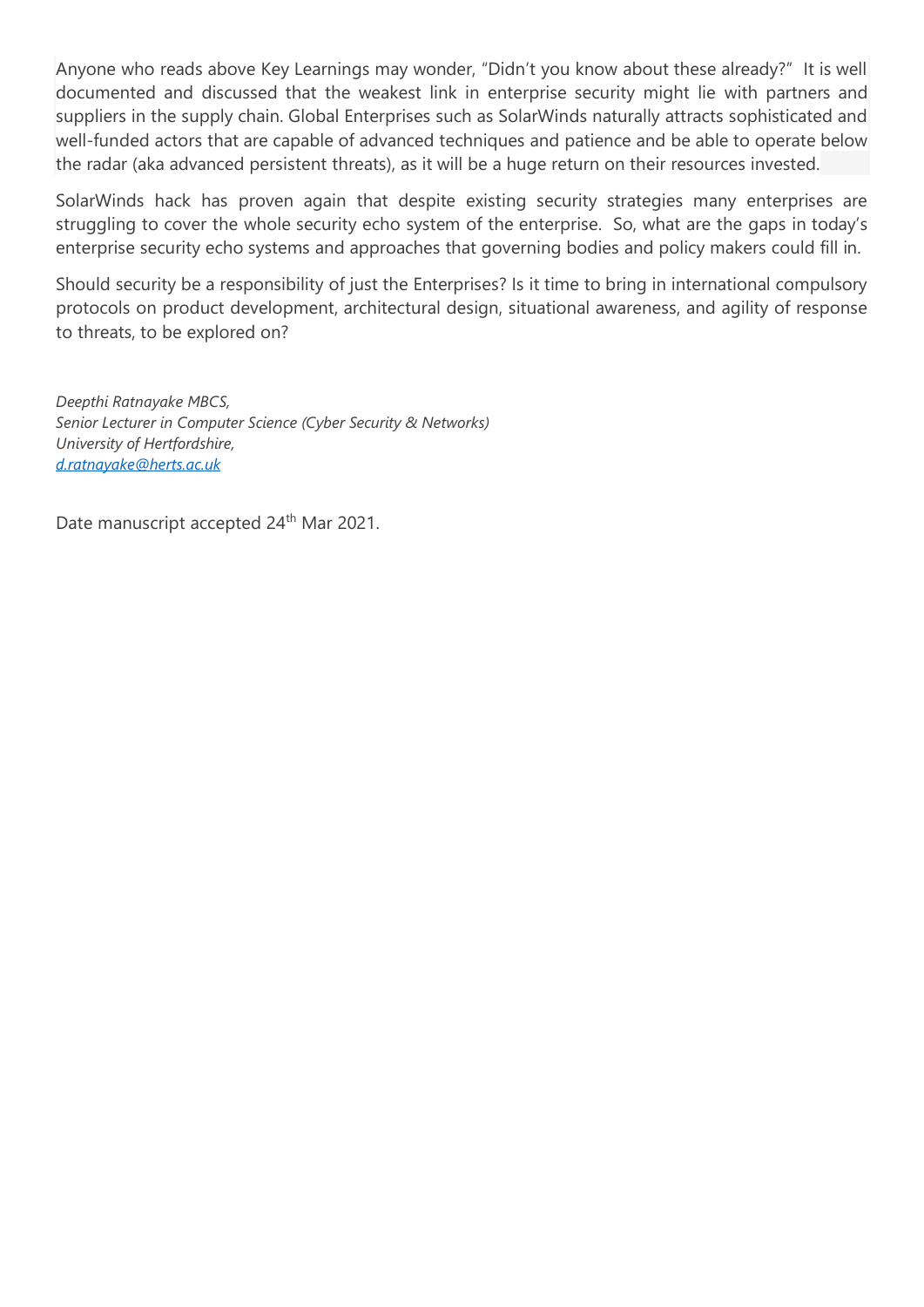Anyone who reads above Key Learnings may wonder, "Didn't you know about these already?" It is well documented and discussed that the weakest link in enterprise security might lie with partners and suppliers in the supply chain. Global Enterprises such as SolarWinds naturally attracts sophisticated and well-funded actors that are capable of advanced techniques and patience and be able to operate below the radar (aka advanced persistent threats), as it will be a huge return on their resources invested.

SolarWinds hack has proven again that despite existing security strategies many enterprises are struggling to cover the whole security echo system of the enterprise. So, what are the gaps in today's enterprise security echo systems and approaches that governing bodies and policy makers could fill in.

Should security be a responsibility of just the Enterprises? Is it time to bring in international compulsory protocols on product development, architectural design, situational awareness, and agility of response to threats, to be explored on?

*Deepthi Ratnayake MBCS,*
*Senior Lecturer in Computer Science (Cyber Security & Networks)*
*University of Hertfordshire,*
*d.ratnayake@herts.ac.uk*

Date manuscript accepted 24th Mar 2021.